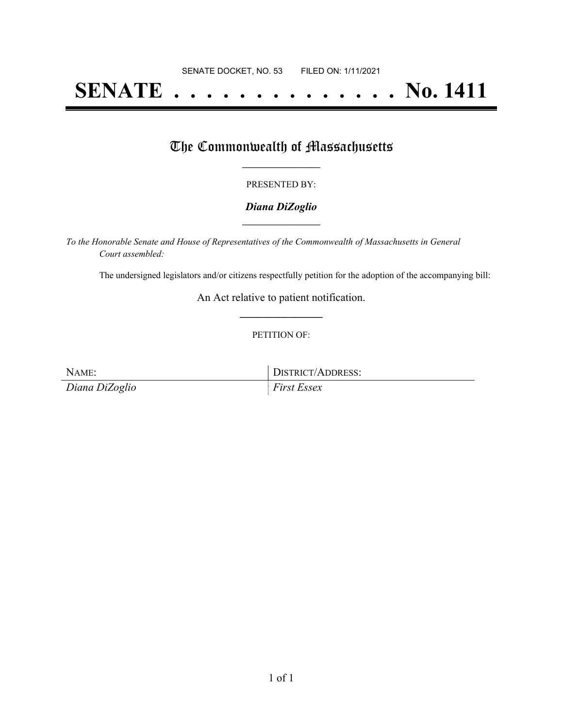SENATE DOCKET, NO. 53        FILED ON: 1/11/2021

# SENATE . . . . . . . . . . . . . . No. 1411

## The Commonwealth of Massachusetts

PRESENTED BY:

***Diana DiZoglio***

*To the Honorable Senate and House of Representatives of the Commonwealth of Massachusetts in General Court assembled:*

The undersigned legislators and/or citizens respectfully petition for the adoption of the accompanying bill:

An Act relative to patient notification.

PETITION OF:

| NAME: | DISTRICT/ADDRESS: |
| --- | --- |
| *Diana DiZoglio* | *First Essex* |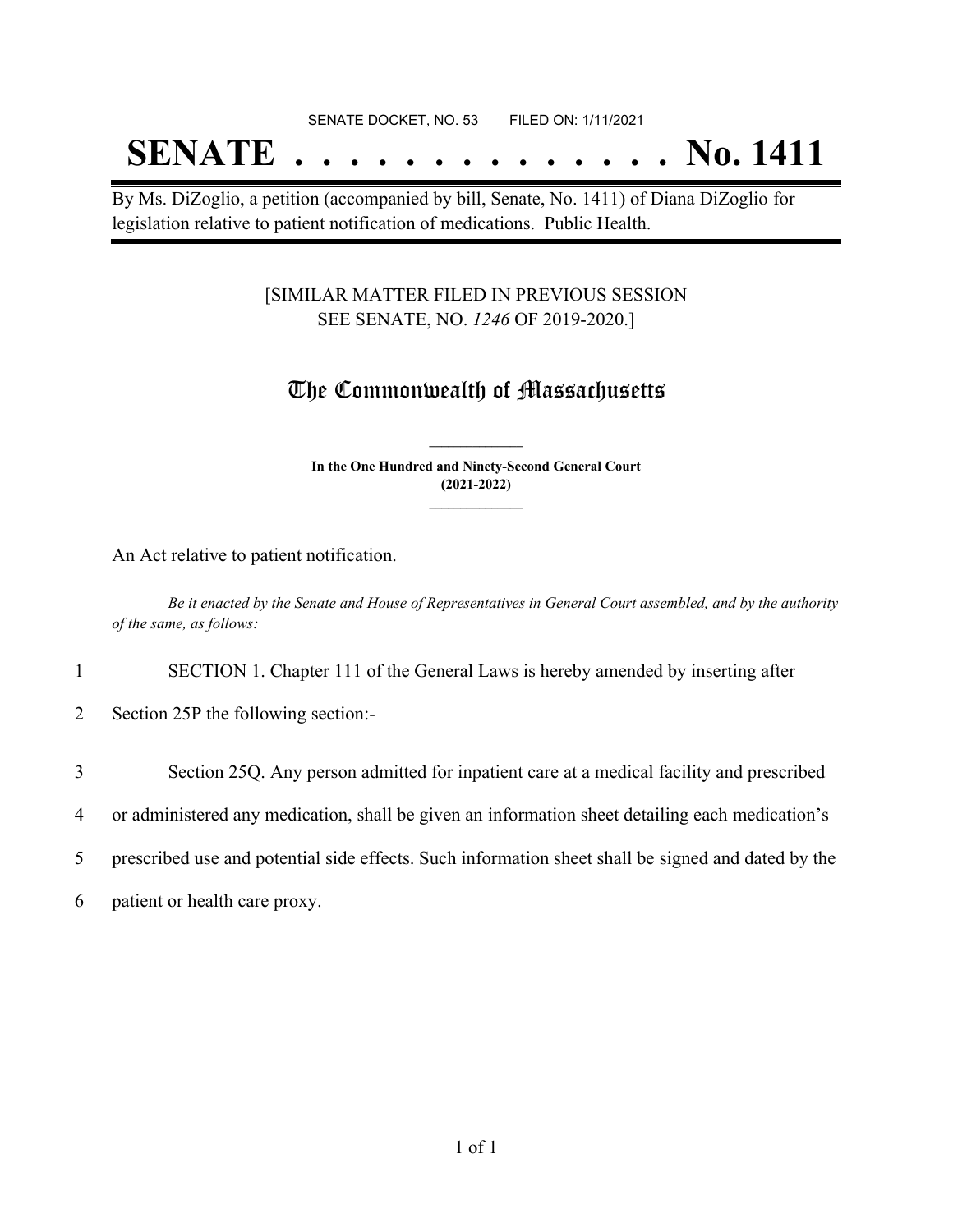SENATE DOCKET, NO. 53        FILED ON: 1/11/2021

# SENATE . . . . . . . . . . . . . . No. 1411

By Ms. DiZoglio, a petition (accompanied by bill, Senate, No. 1411) of Diana DiZoglio for legislation relative to patient notification of medications. Public Health.

[SIMILAR MATTER FILED IN PREVIOUS SESSION
SEE SENATE, NO. *1246* OF 2019-2020.]

## The Commonwealth of Massachusetts

**In the One Hundred and Ninety-Second General Court**
**(2021-2022)**

An Act relative to patient notification.

*Be it enacted by the Senate and House of Representatives in General Court assembled, and by the authority of the same, as follows:*

1 SECTION 1. Chapter 111 of the General Laws is hereby amended by inserting after
2 Section 25P the following section:-

3 Section 25Q. Any person admitted for inpatient care at a medical facility and prescribed
4 or administered any medication, shall be given an information sheet detailing each medication's
5 prescribed use and potential side effects. Such information sheet shall be signed and dated by the
6 patient or health care proxy.